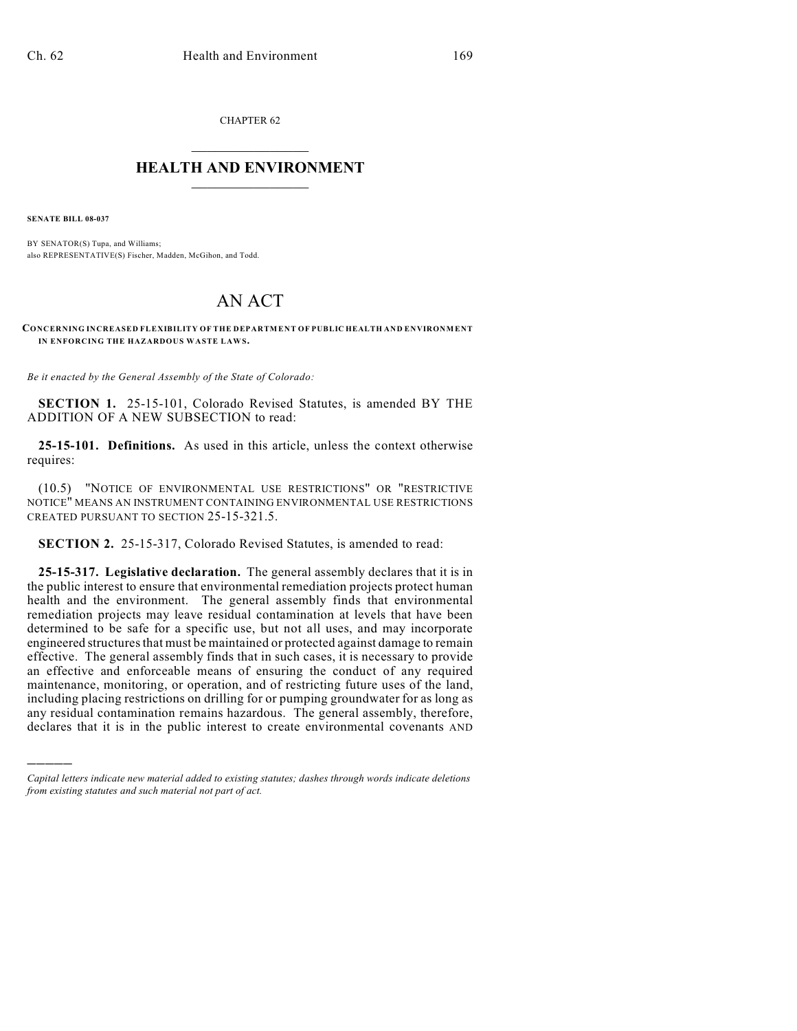CHAPTER 62

# HEALTH AND ENVIRONMENT

**SENATE BILL 08-037**

BY SENATOR(S) Tupa, and Williams;
also REPRESENTATIVE(S) Fischer, Madden, McGihon, and Todd.

# AN ACT

**CONCERNING INCREASED FLEXIBILITY OF THE DEPARTMENT OF PUBLIC HEALTH AND ENVIRONMENT IN ENFORCING THE HAZARDOUS WASTE LAWS.**

*Be it enacted by the General Assembly of the State of Colorado:*

**SECTION 1.** 25-15-101, Colorado Revised Statutes, is amended BY THE ADDITION OF A NEW SUBSECTION to read:

**25-15-101. Definitions.** As used in this article, unless the context otherwise requires:

(10.5) "NOTICE OF ENVIRONMENTAL USE RESTRICTIONS" OR "RESTRICTIVE NOTICE" MEANS AN INSTRUMENT CONTAINING ENVIRONMENTAL USE RESTRICTIONS CREATED PURSUANT TO SECTION 25-15-321.5.

**SECTION 2.** 25-15-317, Colorado Revised Statutes, is amended to read:

**25-15-317. Legislative declaration.** The general assembly declares that it is in the public interest to ensure that environmental remediation projects protect human health and the environment. The general assembly finds that environmental remediation projects may leave residual contamination at levels that have been determined to be safe for a specific use, but not all uses, and may incorporate engineered structures that must be maintained or protected against damage to remain effective. The general assembly finds that in such cases, it is necessary to provide an effective and enforceable means of ensuring the conduct of any required maintenance, monitoring, or operation, and of restricting future uses of the land, including placing restrictions on drilling for or pumping groundwater for as long as any residual contamination remains hazardous. The general assembly, therefore, declares that it is in the public interest to create environmental covenants AND

———

*Capital letters indicate new material added to existing statutes; dashes through words indicate deletions from existing statutes and such material not part of act.*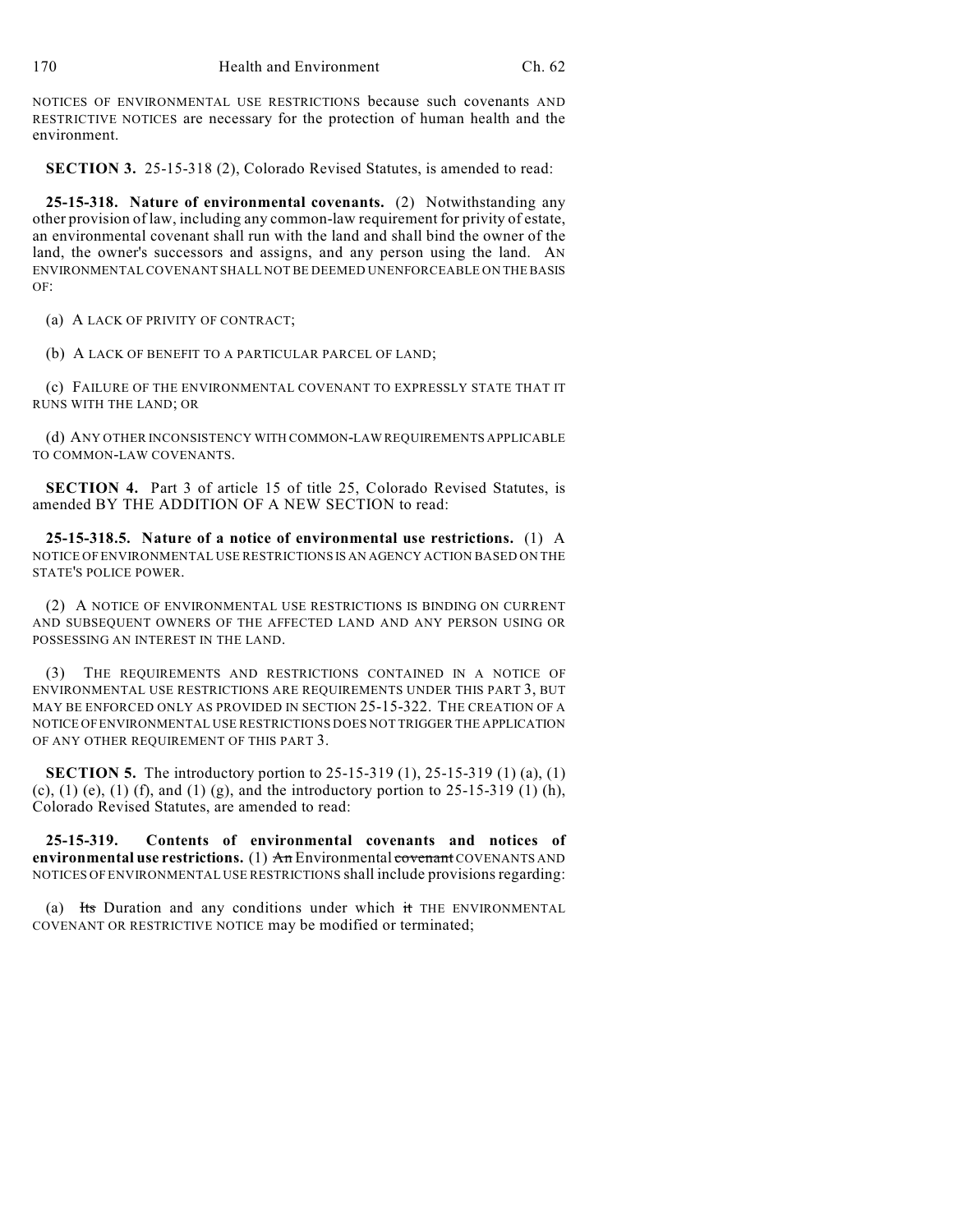NOTICES OF ENVIRONMENTAL USE RESTRICTIONS because such covenants AND RESTRICTIVE NOTICES are necessary for the protection of human health and the environment.

**SECTION 3.** 25-15-318 (2), Colorado Revised Statutes, is amended to read:

**25-15-318. Nature of environmental covenants.** (2) Notwithstanding any other provision of law, including any common-law requirement for privity of estate, an environmental covenant shall run with the land and shall bind the owner of the land, the owner's successors and assigns, and any person using the land. AN ENVIRONMENTAL COVENANT SHALL NOT BE DEEMED UNENFORCEABLE ON THE BASIS OF:

(a) A LACK OF PRIVITY OF CONTRACT;

(b) A LACK OF BENEFIT TO A PARTICULAR PARCEL OF LAND;

(c) FAILURE OF THE ENVIRONMENTAL COVENANT TO EXPRESSLY STATE THAT IT RUNS WITH THE LAND; OR

(d) ANY OTHER INCONSISTENCY WITH COMMON-LAW REQUIREMENTS APPLICABLE TO COMMON-LAW COVENANTS.

**SECTION 4.** Part 3 of article 15 of title 25, Colorado Revised Statutes, is amended BY THE ADDITION OF A NEW SECTION to read:

**25-15-318.5. Nature of a notice of environmental use restrictions.** (1) A NOTICE OF ENVIRONMENTAL USE RESTRICTIONS IS AN AGENCY ACTION BASED ON THE STATE'S POLICE POWER.

(2) A NOTICE OF ENVIRONMENTAL USE RESTRICTIONS IS BINDING ON CURRENT AND SUBSEQUENT OWNERS OF THE AFFECTED LAND AND ANY PERSON USING OR POSSESSING AN INTEREST IN THE LAND.

(3) THE REQUIREMENTS AND RESTRICTIONS CONTAINED IN A NOTICE OF ENVIRONMENTAL USE RESTRICTIONS ARE REQUIREMENTS UNDER THIS PART 3, BUT MAY BE ENFORCED ONLY AS PROVIDED IN SECTION 25-15-322. THE CREATION OF A NOTICE OF ENVIRONMENTAL USE RESTRICTIONS DOES NOT TRIGGER THE APPLICATION OF ANY OTHER REQUIREMENT OF THIS PART 3.

**SECTION 5.** The introductory portion to 25-15-319 (1), 25-15-319 (1) (a), (1) (c), (1) (e), (1) (f), and (1) (g), and the introductory portion to 25-15-319 (1) (h), Colorado Revised Statutes, are amended to read:

**25-15-319. Contents of environmental covenants and notices of environmental use restrictions.** (1) ~~An~~ Environmental ~~covenant~~ COVENANTS AND NOTICES OF ENVIRONMENTAL USE RESTRICTIONS shall include provisions regarding:

(a) ~~Its~~ Duration and any conditions under which ~~it~~ THE ENVIRONMENTAL COVENANT OR RESTRICTIVE NOTICE may be modified or terminated;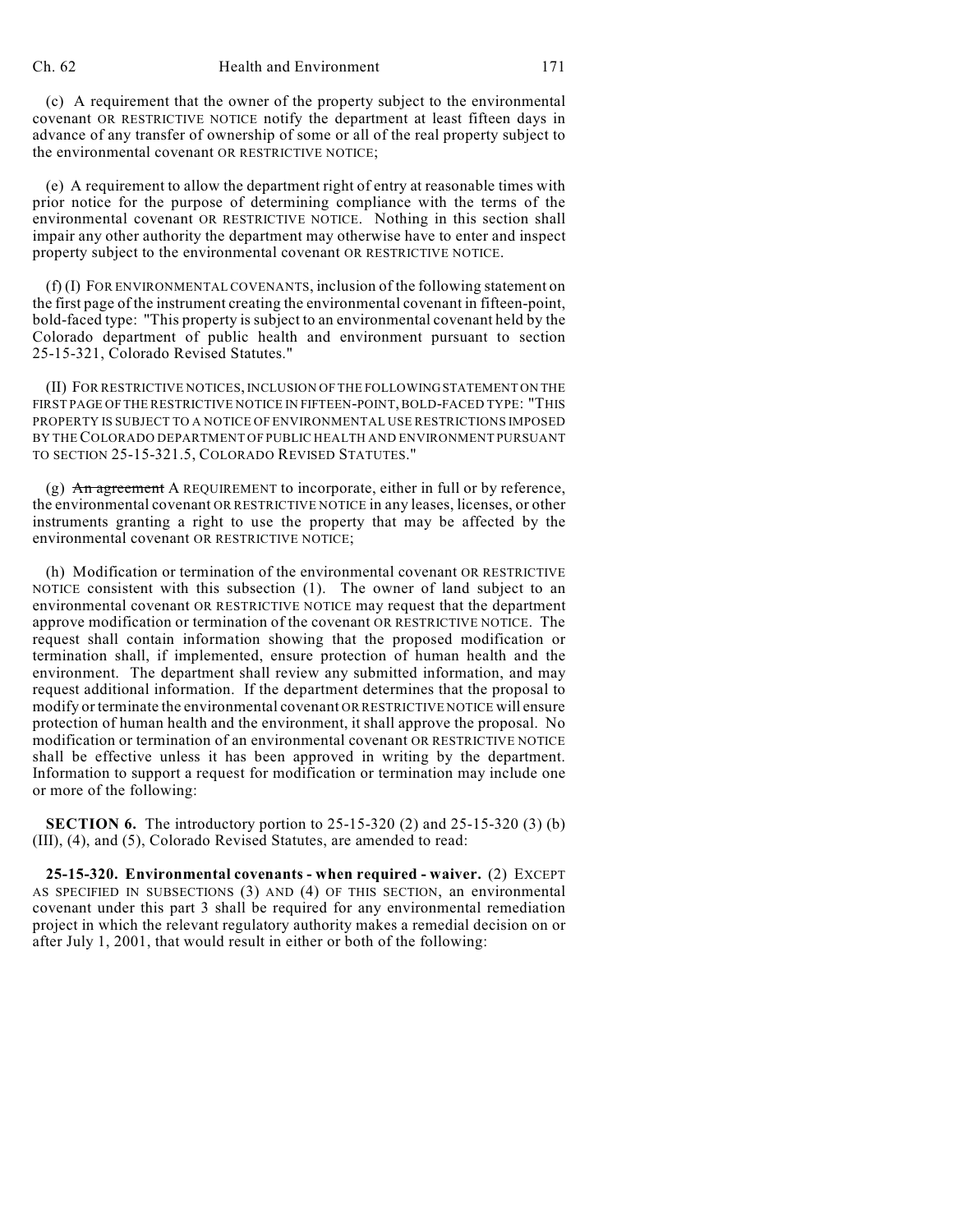(c) A requirement that the owner of the property subject to the environmental covenant OR RESTRICTIVE NOTICE notify the department at least fifteen days in advance of any transfer of ownership of some or all of the real property subject to the environmental covenant OR RESTRICTIVE NOTICE;

(e) A requirement to allow the department right of entry at reasonable times with prior notice for the purpose of determining compliance with the terms of the environmental covenant OR RESTRICTIVE NOTICE. Nothing in this section shall impair any other authority the department may otherwise have to enter and inspect property subject to the environmental covenant OR RESTRICTIVE NOTICE.

(f) (I) FOR ENVIRONMENTAL COVENANTS, inclusion of the following statement on the first page of the instrument creating the environmental covenant in fifteen-point, bold-faced type: "This property is subject to an environmental covenant held by the Colorado department of public health and environment pursuant to section 25-15-321, Colorado Revised Statutes."

(II) FOR RESTRICTIVE NOTICES, INCLUSION OF THE FOLLOWING STATEMENT ON THE FIRST PAGE OF THE RESTRICTIVE NOTICE IN FIFTEEN-POINT, BOLD-FACED TYPE: "THIS PROPERTY IS SUBJECT TO A NOTICE OF ENVIRONMENTAL USE RESTRICTIONS IMPOSED BY THE COLORADO DEPARTMENT OF PUBLIC HEALTH AND ENVIRONMENT PURSUANT TO SECTION 25-15-321.5, COLORADO REVISED STATUTES."

(g) ~~An agreement~~ A REQUIREMENT to incorporate, either in full or by reference, the environmental covenant OR RESTRICTIVE NOTICE in any leases, licenses, or other instruments granting a right to use the property that may be affected by the environmental covenant OR RESTRICTIVE NOTICE;

(h) Modification or termination of the environmental covenant OR RESTRICTIVE NOTICE consistent with this subsection (1). The owner of land subject to an environmental covenant OR RESTRICTIVE NOTICE may request that the department approve modification or termination of the covenant OR RESTRICTIVE NOTICE. The request shall contain information showing that the proposed modification or termination shall, if implemented, ensure protection of human health and the environment. The department shall review any submitted information, and may request additional information. If the department determines that the proposal to modify or terminate the environmental covenant OR RESTRICTIVE NOTICE will ensure protection of human health and the environment, it shall approve the proposal. No modification or termination of an environmental covenant OR RESTRICTIVE NOTICE shall be effective unless it has been approved in writing by the department. Information to support a request for modification or termination may include one or more of the following:

**SECTION 6.** The introductory portion to 25-15-320 (2) and 25-15-320 (3) (b) (III), (4), and (5), Colorado Revised Statutes, are amended to read:

**25-15-320. Environmental covenants - when required - waiver.** (2) EXCEPT AS SPECIFIED IN SUBSECTIONS (3) AND (4) OF THIS SECTION, an environmental covenant under this part 3 shall be required for any environmental remediation project in which the relevant regulatory authority makes a remedial decision on or after July 1, 2001, that would result in either or both of the following: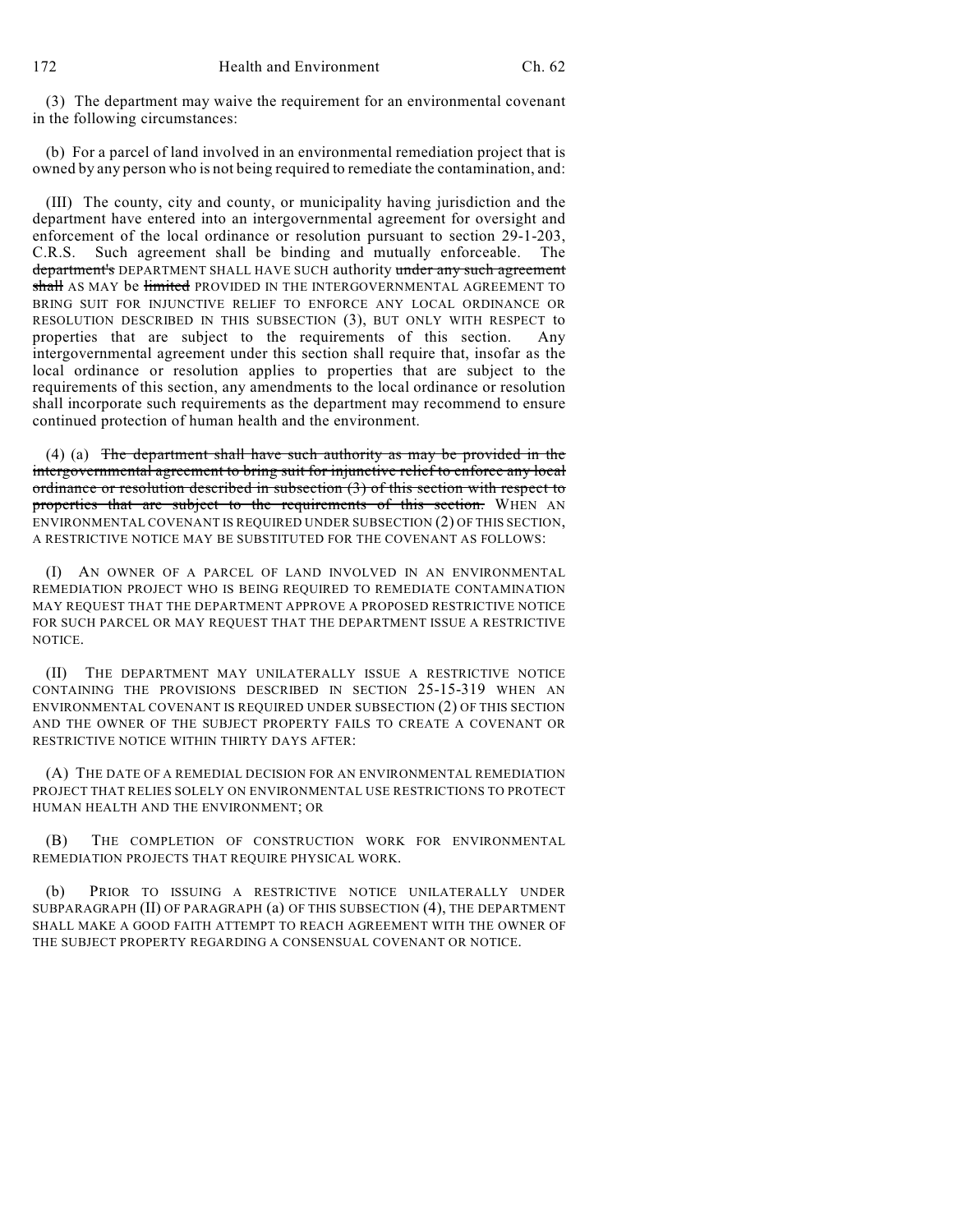(3) The department may waive the requirement for an environmental covenant in the following circumstances:

(b) For a parcel of land involved in an environmental remediation project that is owned by any person who is not being required to remediate the contamination, and:

(III) The county, city and county, or municipality having jurisdiction and the department have entered into an intergovernmental agreement for oversight and enforcement of the local ordinance or resolution pursuant to section 29-1-203, C.R.S. Such agreement shall be binding and mutually enforceable. The ~~department's~~ DEPARTMENT SHALL HAVE SUCH authority ~~under any such agreement shall~~ AS MAY be ~~limited~~ PROVIDED IN THE INTERGOVERNMENTAL AGREEMENT TO BRING SUIT FOR INJUNCTIVE RELIEF TO ENFORCE ANY LOCAL ORDINANCE OR RESOLUTION DESCRIBED IN THIS SUBSECTION (3), BUT ONLY WITH RESPECT to properties that are subject to the requirements of this section. Any intergovernmental agreement under this section shall require that, insofar as the local ordinance or resolution applies to properties that are subject to the requirements of this section, any amendments to the local ordinance or resolution shall incorporate such requirements as the department may recommend to ensure continued protection of human health and the environment.

(4) (a) ~~The department shall have such authority as may be provided in the intergovernmental agreement to bring suit for injunctive relief to enforce any local ordinance or resolution described in subsection (3) of this section with respect to properties that are subject to the requirements of this section.~~ WHEN AN ENVIRONMENTAL COVENANT IS REQUIRED UNDER SUBSECTION (2) OF THIS SECTION, A RESTRICTIVE NOTICE MAY BE SUBSTITUTED FOR THE COVENANT AS FOLLOWS:

(I) AN OWNER OF A PARCEL OF LAND INVOLVED IN AN ENVIRONMENTAL REMEDIATION PROJECT WHO IS BEING REQUIRED TO REMEDIATE CONTAMINATION MAY REQUEST THAT THE DEPARTMENT APPROVE A PROPOSED RESTRICTIVE NOTICE FOR SUCH PARCEL OR MAY REQUEST THAT THE DEPARTMENT ISSUE A RESTRICTIVE NOTICE.

(II) THE DEPARTMENT MAY UNILATERALLY ISSUE A RESTRICTIVE NOTICE CONTAINING THE PROVISIONS DESCRIBED IN SECTION 25-15-319 WHEN AN ENVIRONMENTAL COVENANT IS REQUIRED UNDER SUBSECTION (2) OF THIS SECTION AND THE OWNER OF THE SUBJECT PROPERTY FAILS TO CREATE A COVENANT OR RESTRICTIVE NOTICE WITHIN THIRTY DAYS AFTER:

(A) THE DATE OF A REMEDIAL DECISION FOR AN ENVIRONMENTAL REMEDIATION PROJECT THAT RELIES SOLELY ON ENVIRONMENTAL USE RESTRICTIONS TO PROTECT HUMAN HEALTH AND THE ENVIRONMENT; OR

(B) THE COMPLETION OF CONSTRUCTION WORK FOR ENVIRONMENTAL REMEDIATION PROJECTS THAT REQUIRE PHYSICAL WORK.

(b) PRIOR TO ISSUING A RESTRICTIVE NOTICE UNILATERALLY UNDER SUBPARAGRAPH (II) OF PARAGRAPH (a) OF THIS SUBSECTION (4), THE DEPARTMENT SHALL MAKE A GOOD FAITH ATTEMPT TO REACH AGREEMENT WITH THE OWNER OF THE SUBJECT PROPERTY REGARDING A CONSENSUAL COVENANT OR NOTICE.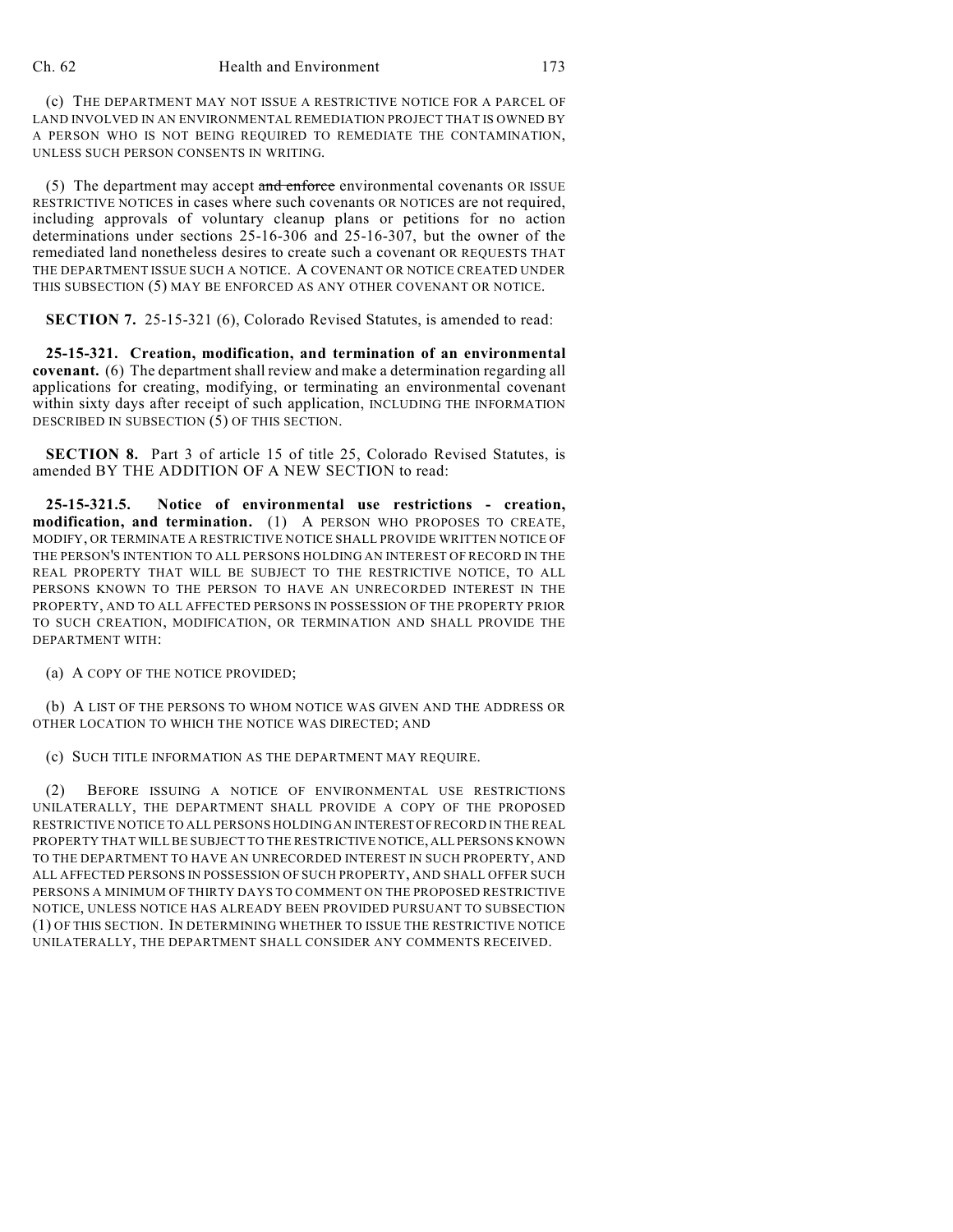(c) THE DEPARTMENT MAY NOT ISSUE A RESTRICTIVE NOTICE FOR A PARCEL OF LAND INVOLVED IN AN ENVIRONMENTAL REMEDIATION PROJECT THAT IS OWNED BY A PERSON WHO IS NOT BEING REQUIRED TO REMEDIATE THE CONTAMINATION, UNLESS SUCH PERSON CONSENTS IN WRITING.

(5) The department may accept ~~and enforce~~ environmental covenants OR ISSUE RESTRICTIVE NOTICES in cases where such covenants OR NOTICES are not required, including approvals of voluntary cleanup plans or petitions for no action determinations under sections 25-16-306 and 25-16-307, but the owner of the remediated land nonetheless desires to create such a covenant OR REQUESTS THAT THE DEPARTMENT ISSUE SUCH A NOTICE. A COVENANT OR NOTICE CREATED UNDER THIS SUBSECTION (5) MAY BE ENFORCED AS ANY OTHER COVENANT OR NOTICE.

**SECTION 7.** 25-15-321 (6), Colorado Revised Statutes, is amended to read:

**25-15-321. Creation, modification, and termination of an environmental covenant.** (6) The department shall review and make a determination regarding all applications for creating, modifying, or terminating an environmental covenant within sixty days after receipt of such application, INCLUDING THE INFORMATION DESCRIBED IN SUBSECTION (5) OF THIS SECTION.

**SECTION 8.** Part 3 of article 15 of title 25, Colorado Revised Statutes, is amended BY THE ADDITION OF A NEW SECTION to read:

**25-15-321.5. Notice of environmental use restrictions - creation, modification, and termination.** (1) A PERSON WHO PROPOSES TO CREATE, MODIFY, OR TERMINATE A RESTRICTIVE NOTICE SHALL PROVIDE WRITTEN NOTICE OF THE PERSON'S INTENTION TO ALL PERSONS HOLDING AN INTEREST OF RECORD IN THE REAL PROPERTY THAT WILL BE SUBJECT TO THE RESTRICTIVE NOTICE, TO ALL PERSONS KNOWN TO THE PERSON TO HAVE AN UNRECORDED INTEREST IN THE PROPERTY, AND TO ALL AFFECTED PERSONS IN POSSESSION OF THE PROPERTY PRIOR TO SUCH CREATION, MODIFICATION, OR TERMINATION AND SHALL PROVIDE THE DEPARTMENT WITH:

(a) A COPY OF THE NOTICE PROVIDED;

(b) A LIST OF THE PERSONS TO WHOM NOTICE WAS GIVEN AND THE ADDRESS OR OTHER LOCATION TO WHICH THE NOTICE WAS DIRECTED; AND

(c) SUCH TITLE INFORMATION AS THE DEPARTMENT MAY REQUIRE.

(2) BEFORE ISSUING A NOTICE OF ENVIRONMENTAL USE RESTRICTIONS UNILATERALLY, THE DEPARTMENT SHALL PROVIDE A COPY OF THE PROPOSED RESTRICTIVE NOTICE TO ALL PERSONS HOLDING AN INTEREST OF RECORD IN THE REAL PROPERTY THAT WILL BE SUBJECT TO THE RESTRICTIVE NOTICE, ALL PERSONS KNOWN TO THE DEPARTMENT TO HAVE AN UNRECORDED INTEREST IN SUCH PROPERTY, AND ALL AFFECTED PERSONS IN POSSESSION OF SUCH PROPERTY, AND SHALL OFFER SUCH PERSONS A MINIMUM OF THIRTY DAYS TO COMMENT ON THE PROPOSED RESTRICTIVE NOTICE, UNLESS NOTICE HAS ALREADY BEEN PROVIDED PURSUANT TO SUBSECTION (1) OF THIS SECTION. IN DETERMINING WHETHER TO ISSUE THE RESTRICTIVE NOTICE UNILATERALLY, THE DEPARTMENT SHALL CONSIDER ANY COMMENTS RECEIVED.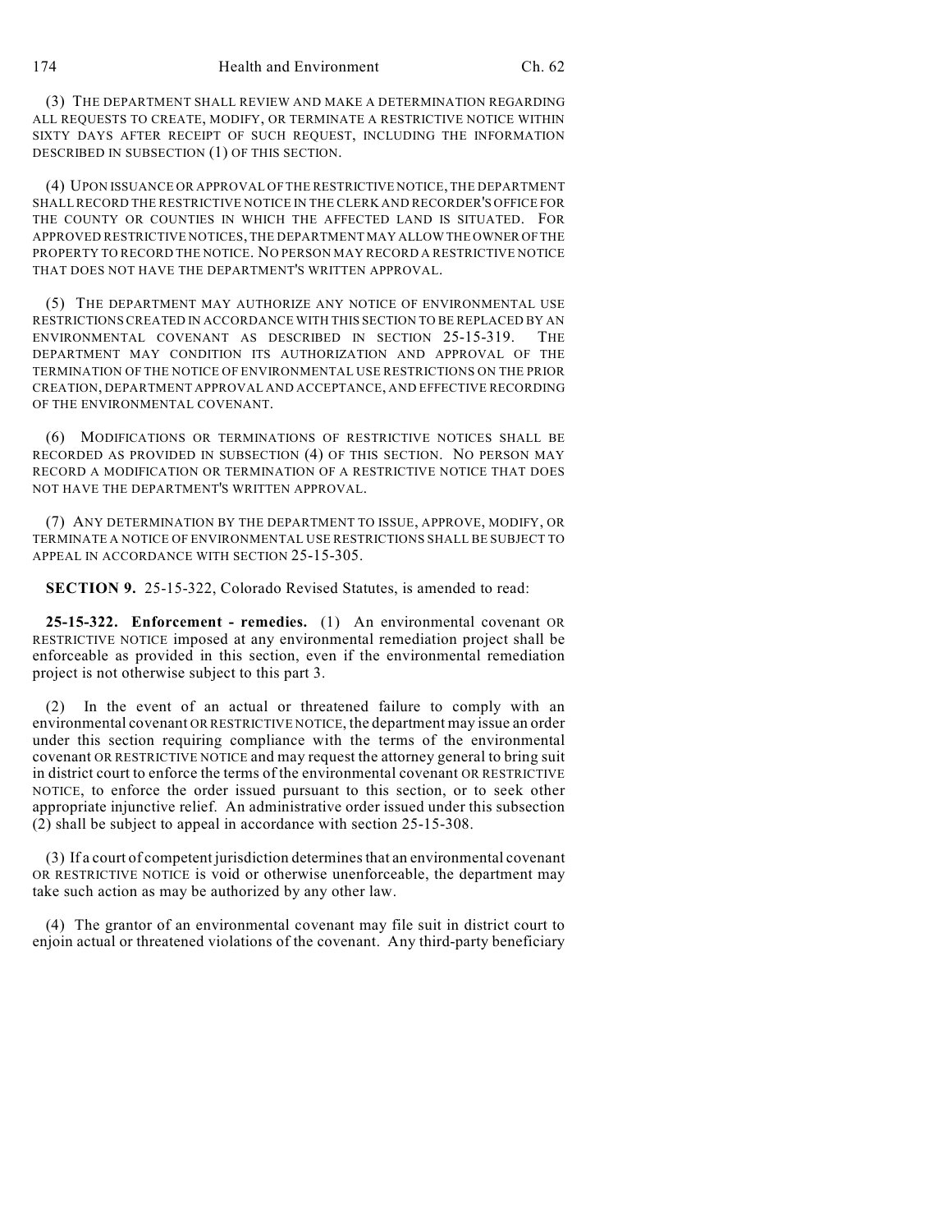(3) THE DEPARTMENT SHALL REVIEW AND MAKE A DETERMINATION REGARDING ALL REQUESTS TO CREATE, MODIFY, OR TERMINATE A RESTRICTIVE NOTICE WITHIN SIXTY DAYS AFTER RECEIPT OF SUCH REQUEST, INCLUDING THE INFORMATION DESCRIBED IN SUBSECTION (1) OF THIS SECTION.

(4) UPON ISSUANCE OR APPROVAL OF THE RESTRICTIVE NOTICE, THE DEPARTMENT SHALL RECORD THE RESTRICTIVE NOTICE IN THE CLERK AND RECORDER'S OFFICE FOR THE COUNTY OR COUNTIES IN WHICH THE AFFECTED LAND IS SITUATED. FOR APPROVED RESTRICTIVE NOTICES, THE DEPARTMENT MAY ALLOW THE OWNER OF THE PROPERTY TO RECORD THE NOTICE. NO PERSON MAY RECORD A RESTRICTIVE NOTICE THAT DOES NOT HAVE THE DEPARTMENT'S WRITTEN APPROVAL.

(5) THE DEPARTMENT MAY AUTHORIZE ANY NOTICE OF ENVIRONMENTAL USE RESTRICTIONS CREATED IN ACCORDANCE WITH THIS SECTION TO BE REPLACED BY AN ENVIRONMENTAL COVENANT AS DESCRIBED IN SECTION 25-15-319. THE DEPARTMENT MAY CONDITION ITS AUTHORIZATION AND APPROVAL OF THE TERMINATION OF THE NOTICE OF ENVIRONMENTAL USE RESTRICTIONS ON THE PRIOR CREATION, DEPARTMENT APPROVAL AND ACCEPTANCE, AND EFFECTIVE RECORDING OF THE ENVIRONMENTAL COVENANT.

(6) MODIFICATIONS OR TERMINATIONS OF RESTRICTIVE NOTICES SHALL BE RECORDED AS PROVIDED IN SUBSECTION (4) OF THIS SECTION. NO PERSON MAY RECORD A MODIFICATION OR TERMINATION OF A RESTRICTIVE NOTICE THAT DOES NOT HAVE THE DEPARTMENT'S WRITTEN APPROVAL.

(7) ANY DETERMINATION BY THE DEPARTMENT TO ISSUE, APPROVE, MODIFY, OR TERMINATE A NOTICE OF ENVIRONMENTAL USE RESTRICTIONS SHALL BE SUBJECT TO APPEAL IN ACCORDANCE WITH SECTION 25-15-305.

**SECTION 9.** 25-15-322, Colorado Revised Statutes, is amended to read:

**25-15-322. Enforcement - remedies.** (1) An environmental covenant OR RESTRICTIVE NOTICE imposed at any environmental remediation project shall be enforceable as provided in this section, even if the environmental remediation project is not otherwise subject to this part 3.

(2) In the event of an actual or threatened failure to comply with an environmental covenant OR RESTRICTIVE NOTICE, the department may issue an order under this section requiring compliance with the terms of the environmental covenant OR RESTRICTIVE NOTICE and may request the attorney general to bring suit in district court to enforce the terms of the environmental covenant OR RESTRICTIVE NOTICE, to enforce the order issued pursuant to this section, or to seek other appropriate injunctive relief. An administrative order issued under this subsection (2) shall be subject to appeal in accordance with section 25-15-308.

(3) If a court of competent jurisdiction determines that an environmental covenant OR RESTRICTIVE NOTICE is void or otherwise unenforceable, the department may take such action as may be authorized by any other law.

(4) The grantor of an environmental covenant may file suit in district court to enjoin actual or threatened violations of the covenant. Any third-party beneficiary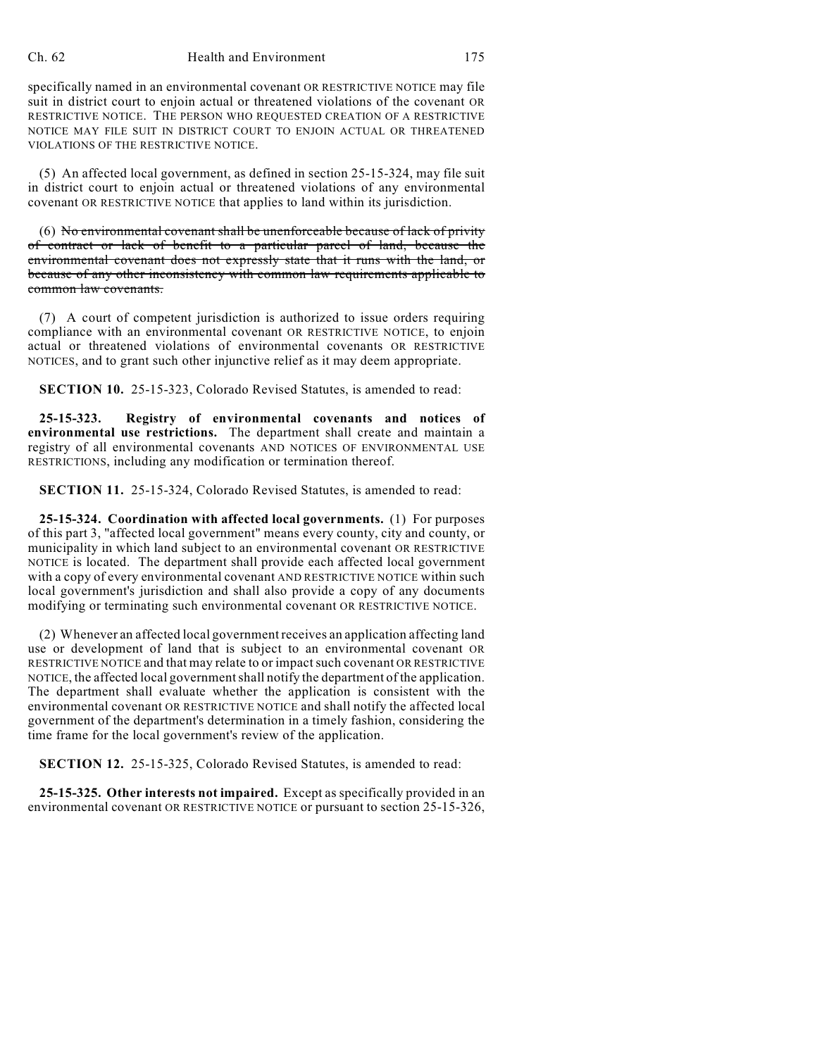specifically named in an environmental covenant OR RESTRICTIVE NOTICE may file suit in district court to enjoin actual or threatened violations of the covenant OR RESTRICTIVE NOTICE. THE PERSON WHO REQUESTED CREATION OF A RESTRICTIVE NOTICE MAY FILE SUIT IN DISTRICT COURT TO ENJOIN ACTUAL OR THREATENED VIOLATIONS OF THE RESTRICTIVE NOTICE.

(5) An affected local government, as defined in section 25-15-324, may file suit in district court to enjoin actual or threatened violations of any environmental covenant OR RESTRICTIVE NOTICE that applies to land within its jurisdiction.

(6) ~~No environmental covenant shall be unenforceable because of lack of privity of contract or lack of benefit to a particular parcel of land, because the environmental covenant does not expressly state that it runs with the land, or because of any other inconsistency with common law requirements applicable to common law covenants.~~

(7) A court of competent jurisdiction is authorized to issue orders requiring compliance with an environmental covenant OR RESTRICTIVE NOTICE, to enjoin actual or threatened violations of environmental covenants OR RESTRICTIVE NOTICES, and to grant such other injunctive relief as it may deem appropriate.

**SECTION 10.** 25-15-323, Colorado Revised Statutes, is amended to read:

**25-15-323. Registry of environmental covenants and notices of environmental use restrictions.** The department shall create and maintain a registry of all environmental covenants AND NOTICES OF ENVIRONMENTAL USE RESTRICTIONS, including any modification or termination thereof.

**SECTION 11.** 25-15-324, Colorado Revised Statutes, is amended to read:

**25-15-324. Coordination with affected local governments.** (1) For purposes of this part 3, "affected local government" means every county, city and county, or municipality in which land subject to an environmental covenant OR RESTRICTIVE NOTICE is located. The department shall provide each affected local government with a copy of every environmental covenant AND RESTRICTIVE NOTICE within such local government's jurisdiction and shall also provide a copy of any documents modifying or terminating such environmental covenant OR RESTRICTIVE NOTICE.

(2) Whenever an affected local government receives an application affecting land use or development of land that is subject to an environmental covenant OR RESTRICTIVE NOTICE and that may relate to or impact such covenant OR RESTRICTIVE NOTICE, the affected local government shall notify the department of the application. The department shall evaluate whether the application is consistent with the environmental covenant OR RESTRICTIVE NOTICE and shall notify the affected local government of the department's determination in a timely fashion, considering the time frame for the local government's review of the application.

**SECTION 12.** 25-15-325, Colorado Revised Statutes, is amended to read:

**25-15-325. Other interests not impaired.** Except as specifically provided in an environmental covenant OR RESTRICTIVE NOTICE or pursuant to section 25-15-326,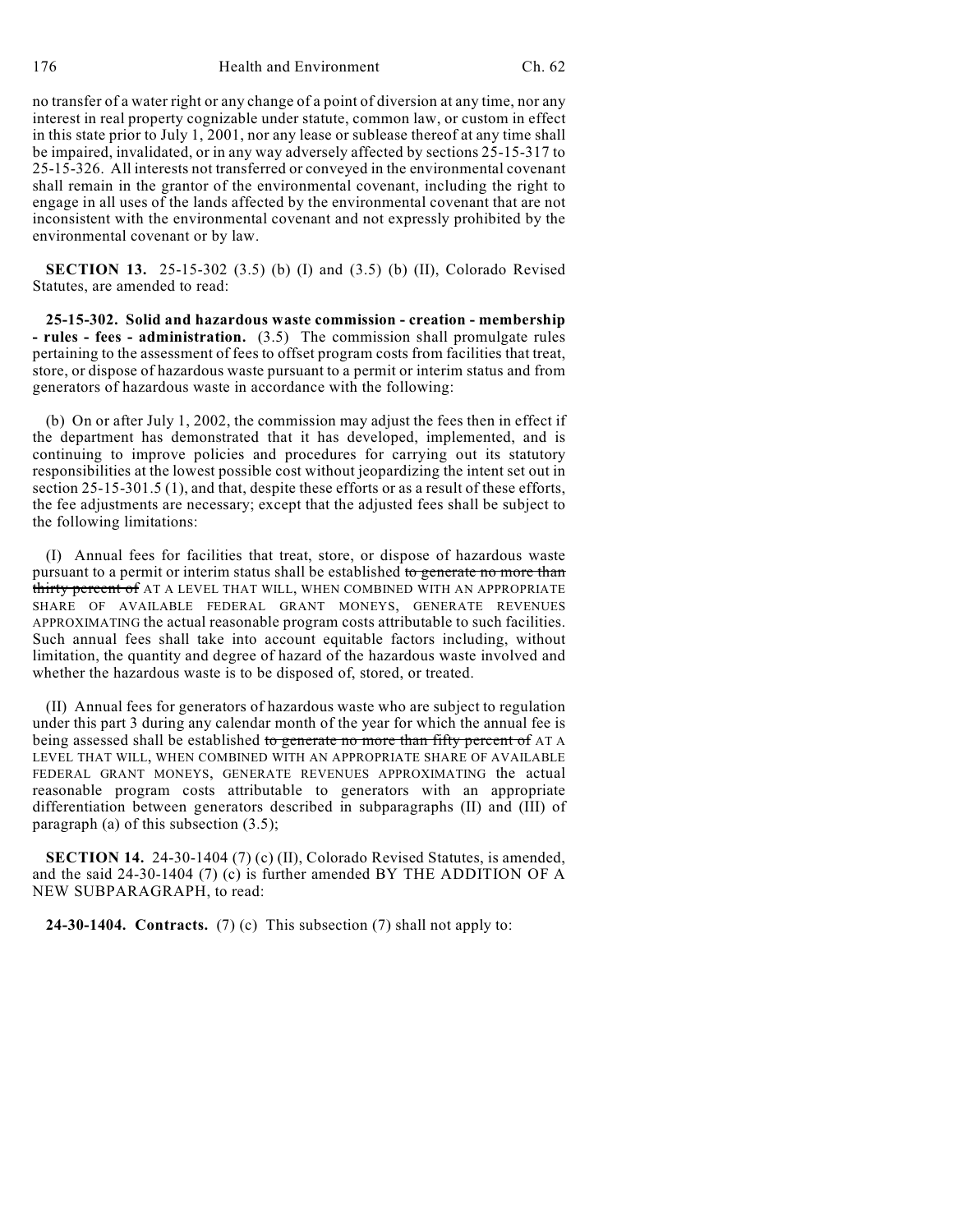no transfer of a water right or any change of a point of diversion at any time, nor any interest in real property cognizable under statute, common law, or custom in effect in this state prior to July 1, 2001, nor any lease or sublease thereof at any time shall be impaired, invalidated, or in any way adversely affected by sections 25-15-317 to 25-15-326. All interests not transferred or conveyed in the environmental covenant shall remain in the grantor of the environmental covenant, including the right to engage in all uses of the lands affected by the environmental covenant that are not inconsistent with the environmental covenant and not expressly prohibited by the environmental covenant or by law.

**SECTION 13.** 25-15-302 (3.5) (b) (I) and (3.5) (b) (II), Colorado Revised Statutes, are amended to read:

**25-15-302. Solid and hazardous waste commission - creation - membership - rules - fees - administration.** (3.5) The commission shall promulgate rules pertaining to the assessment of fees to offset program costs from facilities that treat, store, or dispose of hazardous waste pursuant to a permit or interim status and from generators of hazardous waste in accordance with the following:

(b) On or after July 1, 2002, the commission may adjust the fees then in effect if the department has demonstrated that it has developed, implemented, and is continuing to improve policies and procedures for carrying out its statutory responsibilities at the lowest possible cost without jeopardizing the intent set out in section 25-15-301.5 (1), and that, despite these efforts or as a result of these efforts, the fee adjustments are necessary; except that the adjusted fees shall be subject to the following limitations:

(I) Annual fees for facilities that treat, store, or dispose of hazardous waste pursuant to a permit or interim status shall be established ~~to generate no more than thirty percent of~~ AT A LEVEL THAT WILL, WHEN COMBINED WITH AN APPROPRIATE SHARE OF AVAILABLE FEDERAL GRANT MONEYS, GENERATE REVENUES APPROXIMATING the actual reasonable program costs attributable to such facilities. Such annual fees shall take into account equitable factors including, without limitation, the quantity and degree of hazard of the hazardous waste involved and whether the hazardous waste is to be disposed of, stored, or treated.

(II) Annual fees for generators of hazardous waste who are subject to regulation under this part 3 during any calendar month of the year for which the annual fee is being assessed shall be established ~~to generate no more than fifty percent of~~ AT A LEVEL THAT WILL, WHEN COMBINED WITH AN APPROPRIATE SHARE OF AVAILABLE FEDERAL GRANT MONEYS, GENERATE REVENUES APPROXIMATING the actual reasonable program costs attributable to generators with an appropriate differentiation between generators described in subparagraphs (II) and (III) of paragraph (a) of this subsection (3.5);

**SECTION 14.** 24-30-1404 (7) (c) (II), Colorado Revised Statutes, is amended, and the said 24-30-1404 (7) (c) is further amended BY THE ADDITION OF A NEW SUBPARAGRAPH, to read:

**24-30-1404. Contracts.** (7) (c) This subsection (7) shall not apply to: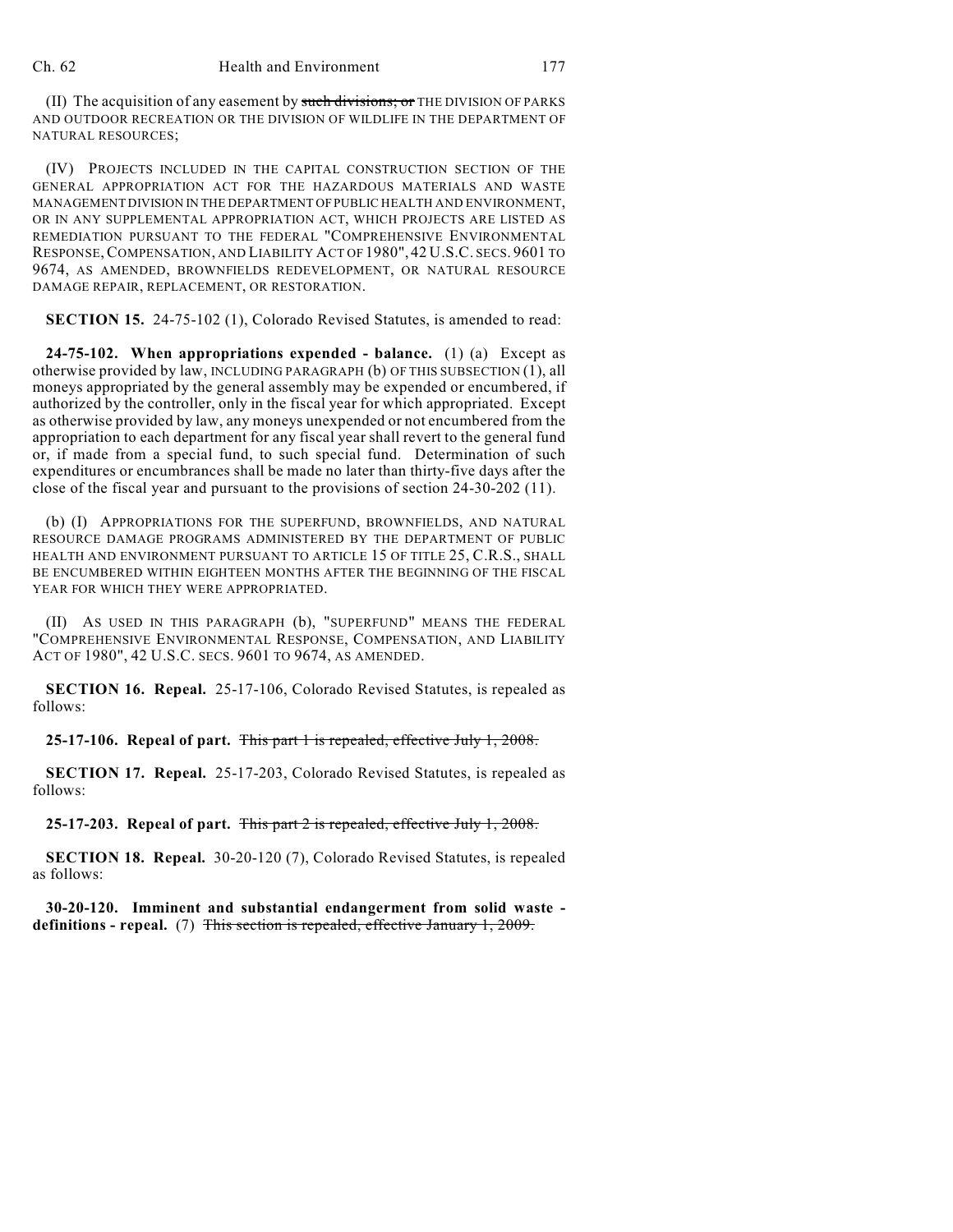(II) The acquisition of any easement by ~~such divisions; or~~ THE DIVISION OF PARKS AND OUTDOOR RECREATION OR THE DIVISION OF WILDLIFE IN THE DEPARTMENT OF NATURAL RESOURCES;

(IV) PROJECTS INCLUDED IN THE CAPITAL CONSTRUCTION SECTION OF THE GENERAL APPROPRIATION ACT FOR THE HAZARDOUS MATERIALS AND WASTE MANAGEMENT DIVISION IN THE DEPARTMENT OF PUBLIC HEALTH AND ENVIRONMENT, OR IN ANY SUPPLEMENTAL APPROPRIATION ACT, WHICH PROJECTS ARE LISTED AS REMEDIATION PURSUANT TO THE FEDERAL "COMPREHENSIVE ENVIRONMENTAL RESPONSE, COMPENSATION, AND LIABILITY ACT OF 1980", 42 U.S.C. SECS. 9601 TO 9674, AS AMENDED, BROWNFIELDS REDEVELOPMENT, OR NATURAL RESOURCE DAMAGE REPAIR, REPLACEMENT, OR RESTORATION.

**SECTION 15.** 24-75-102 (1), Colorado Revised Statutes, is amended to read:

**24-75-102. When appropriations expended - balance.** (1) (a) Except as otherwise provided by law, INCLUDING PARAGRAPH (b) OF THIS SUBSECTION (1), all moneys appropriated by the general assembly may be expended or encumbered, if authorized by the controller, only in the fiscal year for which appropriated. Except as otherwise provided by law, any moneys unexpended or not encumbered from the appropriation to each department for any fiscal year shall revert to the general fund or, if made from a special fund, to such special fund. Determination of such expenditures or encumbrances shall be made no later than thirty-five days after the close of the fiscal year and pursuant to the provisions of section 24-30-202 (11).

(b) (I) APPROPRIATIONS FOR THE SUPERFUND, BROWNFIELDS, AND NATURAL RESOURCE DAMAGE PROGRAMS ADMINISTERED BY THE DEPARTMENT OF PUBLIC HEALTH AND ENVIRONMENT PURSUANT TO ARTICLE 15 OF TITLE 25, C.R.S., SHALL BE ENCUMBERED WITHIN EIGHTEEN MONTHS AFTER THE BEGINNING OF THE FISCAL YEAR FOR WHICH THEY WERE APPROPRIATED.

(II) AS USED IN THIS PARAGRAPH (b), "SUPERFUND" MEANS THE FEDERAL "COMPREHENSIVE ENVIRONMENTAL RESPONSE, COMPENSATION, AND LIABILITY ACT OF 1980", 42 U.S.C. SECS. 9601 TO 9674, AS AMENDED.

**SECTION 16. Repeal.** 25-17-106, Colorado Revised Statutes, is repealed as follows:

**25-17-106. Repeal of part.** ~~This part 1 is repealed, effective July 1, 2008.~~

**SECTION 17. Repeal.** 25-17-203, Colorado Revised Statutes, is repealed as follows:

**25-17-203. Repeal of part.** ~~This part 2 is repealed, effective July 1, 2008.~~

**SECTION 18. Repeal.** 30-20-120 (7), Colorado Revised Statutes, is repealed as follows:

**30-20-120. Imminent and substantial endangerment from solid waste - definitions - repeal.** (7) ~~This section is repealed, effective January 1, 2009.~~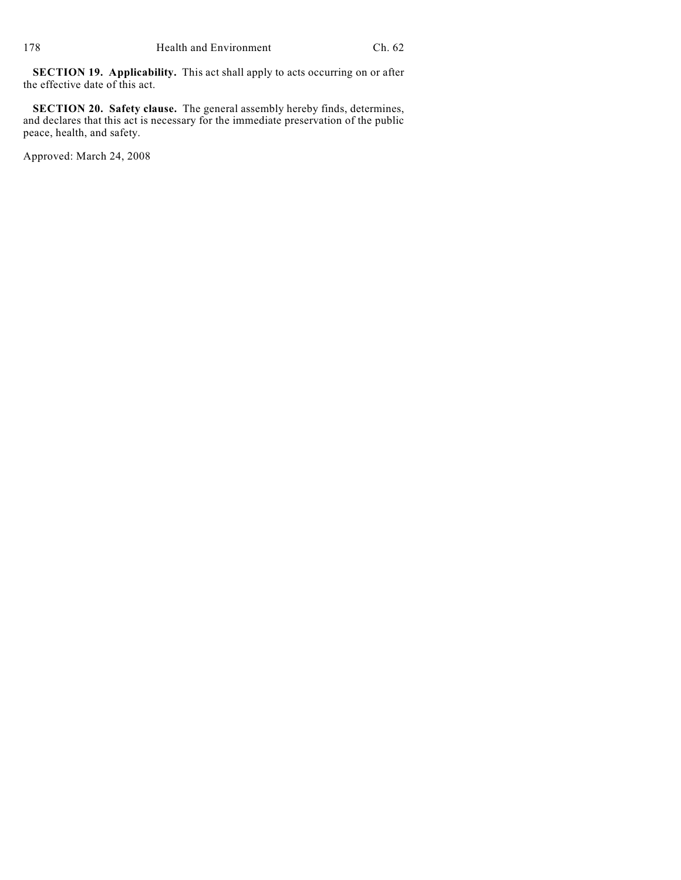**SECTION 19. Applicability.** This act shall apply to acts occurring on or after the effective date of this act.

**SECTION 20. Safety clause.** The general assembly hereby finds, determines, and declares that this act is necessary for the immediate preservation of the public peace, health, and safety.

Approved: March 24, 2008